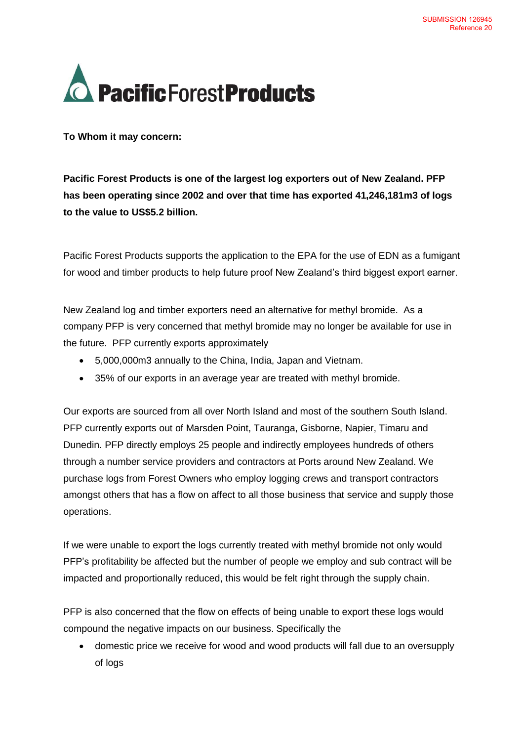SUBMISSION 126945
Reference 20

**PacificForestProducts**

**To Whom it may concern:**

**Pacific Forest Products is one of the largest log exporters out of New Zealand. PFP has been operating since 2002 and over that time has exported 41,246,181m3 of logs to the value to US$5.2 billion.**

Pacific Forest Products supports the application to the EPA for the use of EDN as a fumigant for wood and timber products to help future proof New Zealand's third biggest export earner.

New Zealand log and timber exporters need an alternative for methyl bromide. As a company PFP is very concerned that methyl bromide may no longer be available for use in the future. PFP currently exports approximately

- 5,000,000m3 annually to the China, India, Japan and Vietnam.
- 35% of our exports in an average year are treated with methyl bromide.

Our exports are sourced from all over North Island and most of the southern South Island. PFP currently exports out of Marsden Point, Tauranga, Gisborne, Napier, Timaru and Dunedin. PFP directly employs 25 people and indirectly employees hundreds of others through a number service providers and contractors at Ports around New Zealand. We purchase logs from Forest Owners who employ logging crews and transport contractors amongst others that has a flow on affect to all those business that service and supply those operations.

If we were unable to export the logs currently treated with methyl bromide not only would PFP's profitability be affected but the number of people we employ and sub contract will be impacted and proportionally reduced, this would be felt right through the supply chain.

PFP is also concerned that the flow on effects of being unable to export these logs would compound the negative impacts on our business. Specifically the

- domestic price we receive for wood and wood products will fall due to an oversupply of logs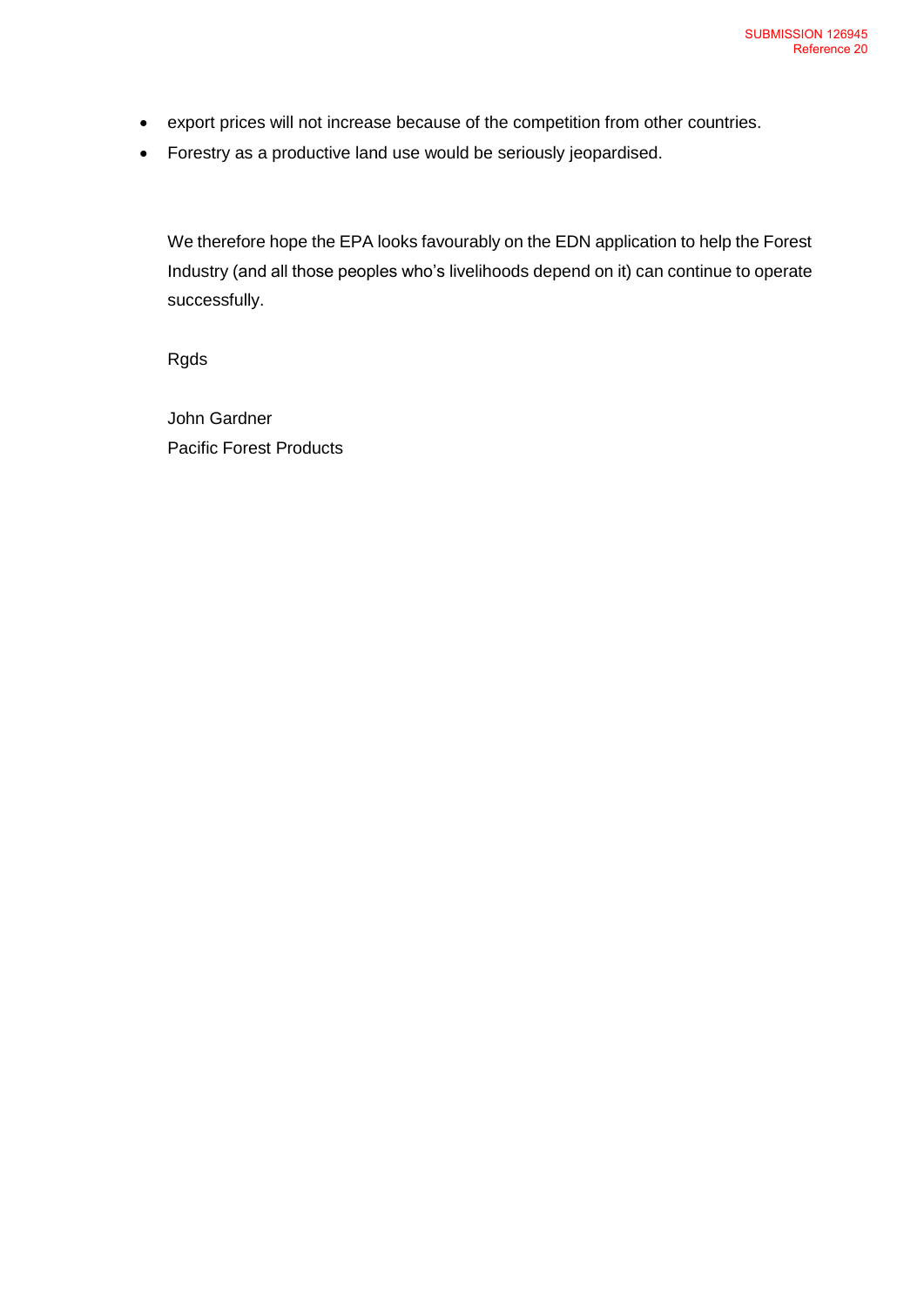- export prices will not increase because of the competition from other countries.
- Forestry as a productive land use would be seriously jeopardised.

We therefore hope the EPA looks favourably on the EDN application to help the Forest Industry (and all those peoples who's livelihoods depend on it) can continue to operate successfully.

Rgds

John Gardner
Pacific Forest Products